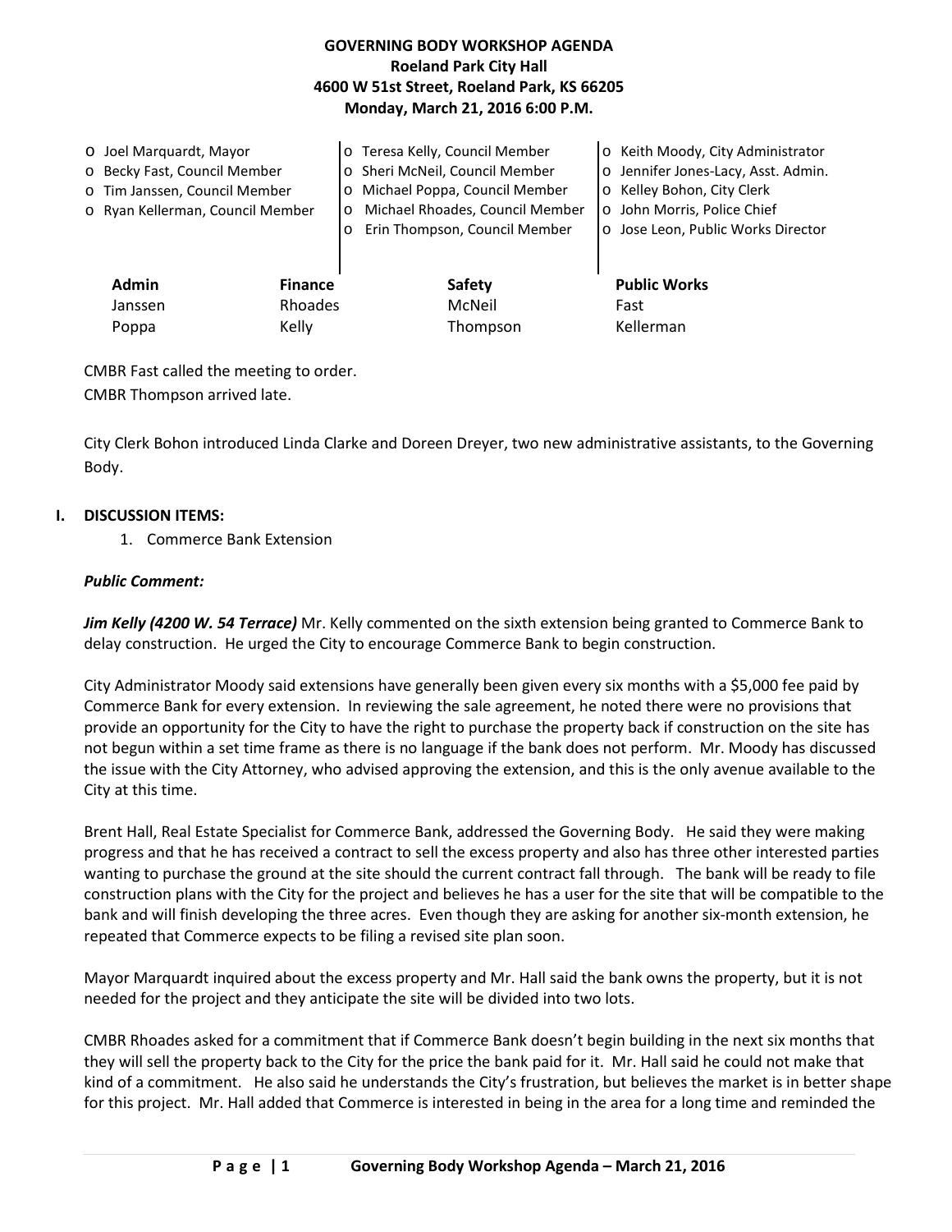**GOVERNING BODY WORKSHOP AGENDA**
**Roeland Park City Hall**
**4600 W 51st Street, Roeland Park, KS 66205**
**Monday, March 21, 2016 6:00 P.M.**

- o Joel Marquardt, Mayor
- o Becky Fast, Council Member
- o Tim Janssen, Council Member
- o Ryan Kellerman, Council Member
- o Teresa Kelly, Council Member
- o Sheri McNeil, Council Member
- o Michael Poppa, Council Member
- o Michael Rhoades, Council Member
- o Erin Thompson, Council Member
- o Keith Moody, City Administrator
- o Jennifer Jones-Lacy, Asst. Admin.
- o Kelley Bohon, City Clerk
- o John Morris, Police Chief
- o Jose Leon, Public Works Director

| Admin | Finance | Safety | Public Works |
|---|---|---|---|
| Janssen | Rhoades | McNeil | Fast |
| Poppa | Kelly | Thompson | Kellerman |

CMBR Fast called the meeting to order.
CMBR Thompson arrived late.

City Clerk Bohon introduced Linda Clarke and Doreen Dreyer, two new administrative assistants, to the Governing Body.

## I. DISCUSSION ITEMS:

1. Commerce Bank Extension

***Public Comment:***

***Jim Kelly (4200 W. 54 Terrace)*** Mr. Kelly commented on the sixth extension being granted to Commerce Bank to delay construction. He urged the City to encourage Commerce Bank to begin construction.

City Administrator Moody said extensions have generally been given every six months with a $5,000 fee paid by Commerce Bank for every extension. In reviewing the sale agreement, he noted there were no provisions that provide an opportunity for the City to have the right to purchase the property back if construction on the site has not begun within a set time frame as there is no language if the bank does not perform. Mr. Moody has discussed the issue with the City Attorney, who advised approving the extension, and this is the only avenue available to the City at this time.

Brent Hall, Real Estate Specialist for Commerce Bank, addressed the Governing Body. He said they were making progress and that he has received a contract to sell the excess property and also has three other interested parties wanting to purchase the ground at the site should the current contract fall through. The bank will be ready to file construction plans with the City for the project and believes he has a user for the site that will be compatible to the bank and will finish developing the three acres. Even though they are asking for another six-month extension, he repeated that Commerce expects to be filing a revised site plan soon.

Mayor Marquardt inquired about the excess property and Mr. Hall said the bank owns the property, but it is not needed for the project and they anticipate the site will be divided into two lots.

CMBR Rhoades asked for a commitment that if Commerce Bank doesn't begin building in the next six months that they will sell the property back to the City for the price the bank paid for it. Mr. Hall said he could not make that kind of a commitment. He also said he understands the City's frustration, but believes the market is in better shape for this project. Mr. Hall added that Commerce is interested in being in the area for a long time and reminded the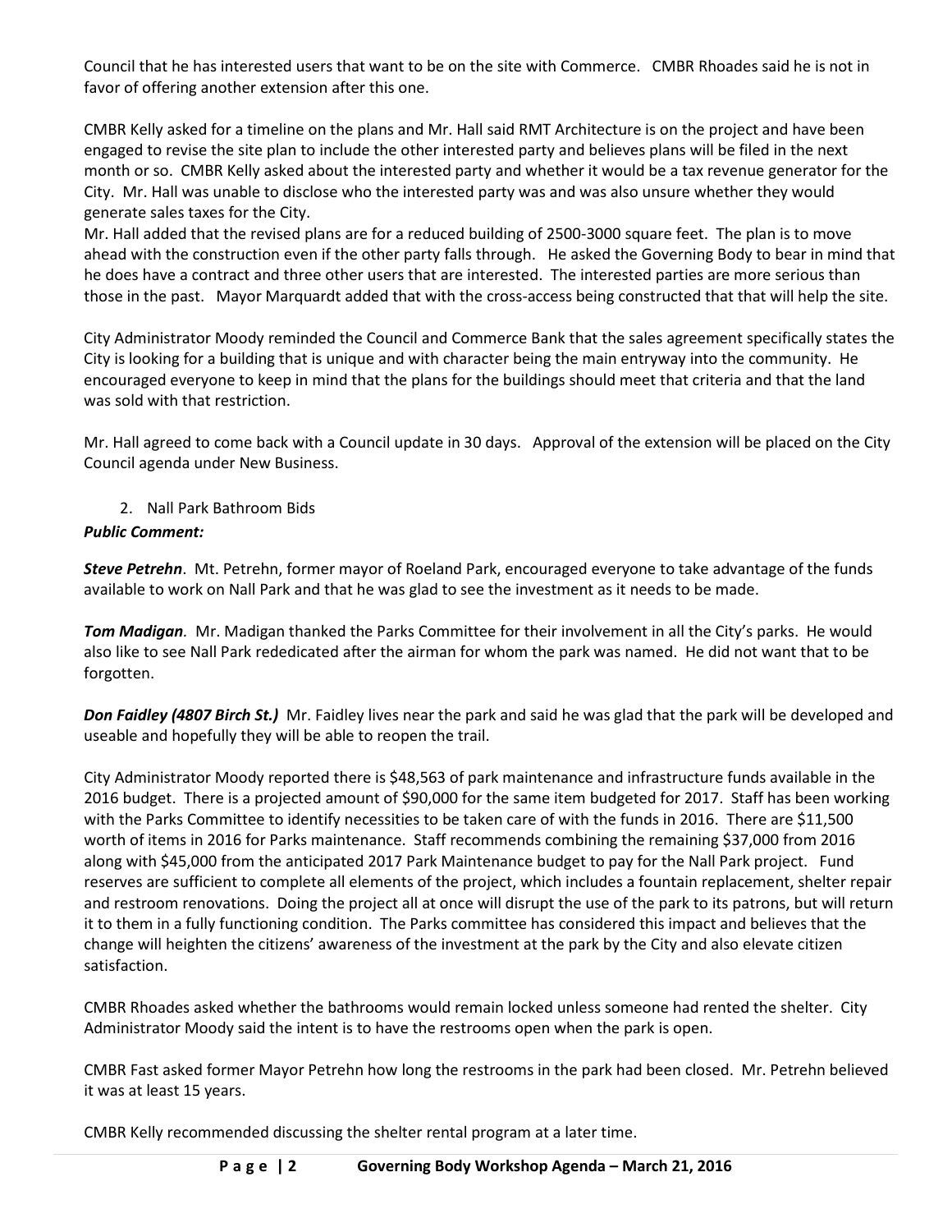Council that he has interested users that want to be on the site with Commerce. CMBR Rhoades said he is not in favor of offering another extension after this one.

CMBR Kelly asked for a timeline on the plans and Mr. Hall said RMT Architecture is on the project and have been engaged to revise the site plan to include the other interested party and believes plans will be filed in the next month or so. CMBR Kelly asked about the interested party and whether it would be a tax revenue generator for the City. Mr. Hall was unable to disclose who the interested party was and was also unsure whether they would generate sales taxes for the City.

Mr. Hall added that the revised plans are for a reduced building of 2500-3000 square feet. The plan is to move ahead with the construction even if the other party falls through. He asked the Governing Body to bear in mind that he does have a contract and three other users that are interested. The interested parties are more serious than those in the past. Mayor Marquardt added that with the cross-access being constructed that that will help the site.

City Administrator Moody reminded the Council and Commerce Bank that the sales agreement specifically states the City is looking for a building that is unique and with character being the main entryway into the community. He encouraged everyone to keep in mind that the plans for the buildings should meet that criteria and that the land was sold with that restriction.

Mr. Hall agreed to come back with a Council update in 30 days. Approval of the extension will be placed on the City Council agenda under New Business.

2. Nall Park Bathroom Bids

***Public Comment:***

***Steve Petrehn***. Mt. Petrehn, former mayor of Roeland Park, encouraged everyone to take advantage of the funds available to work on Nall Park and that he was glad to see the investment as it needs to be made.

***Tom Madigan.*** Mr. Madigan thanked the Parks Committee for their involvement in all the City's parks. He would also like to see Nall Park rededicated after the airman for whom the park was named. He did not want that to be forgotten.

***Don Faidley (4807 Birch St.)*** Mr. Faidley lives near the park and said he was glad that the park will be developed and useable and hopefully they will be able to reopen the trail.

City Administrator Moody reported there is $48,563 of park maintenance and infrastructure funds available in the 2016 budget. There is a projected amount of $90,000 for the same item budgeted for 2017. Staff has been working with the Parks Committee to identify necessities to be taken care of with the funds in 2016. There are $11,500 worth of items in 2016 for Parks maintenance. Staff recommends combining the remaining $37,000 from 2016 along with $45,000 from the anticipated 2017 Park Maintenance budget to pay for the Nall Park project. Fund reserves are sufficient to complete all elements of the project, which includes a fountain replacement, shelter repair and restroom renovations. Doing the project all at once will disrupt the use of the park to its patrons, but will return it to them in a fully functioning condition. The Parks committee has considered this impact and believes that the change will heighten the citizens' awareness of the investment at the park by the City and also elevate citizen satisfaction.

CMBR Rhoades asked whether the bathrooms would remain locked unless someone had rented the shelter. City Administrator Moody said the intent is to have the restrooms open when the park is open.

CMBR Fast asked former Mayor Petrehn how long the restrooms in the park had been closed. Mr. Petrehn believed it was at least 15 years.

CMBR Kelly recommended discussing the shelter rental program at a later time.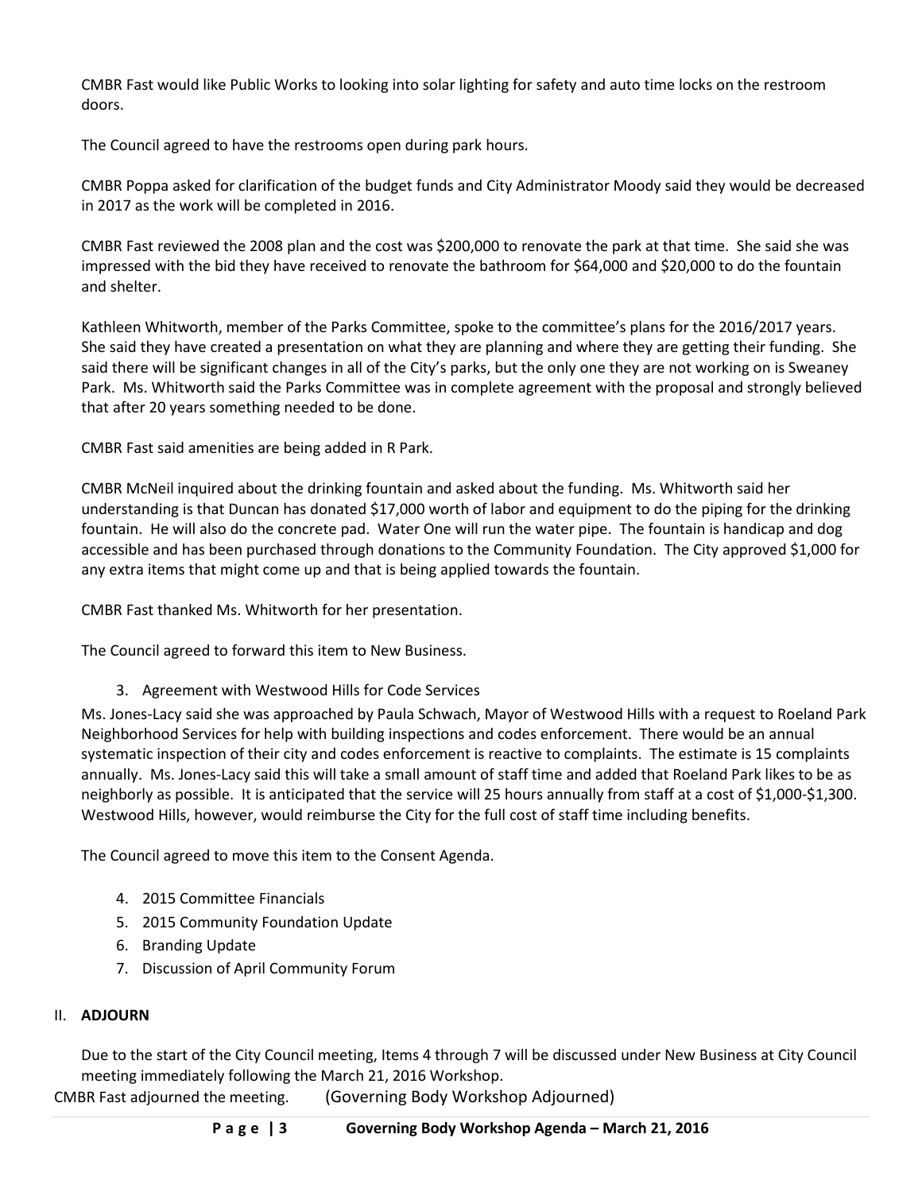CMBR Fast would like Public Works to looking into solar lighting for safety and auto time locks on the restroom doors.

The Council agreed to have the restrooms open during park hours.

CMBR Poppa asked for clarification of the budget funds and City Administrator Moody said they would be decreased in 2017 as the work will be completed in 2016.

CMBR Fast reviewed the 2008 plan and the cost was $200,000 to renovate the park at that time. She said she was impressed with the bid they have received to renovate the bathroom for $64,000 and $20,000 to do the fountain and shelter.

Kathleen Whitworth, member of the Parks Committee, spoke to the committee's plans for the 2016/2017 years. She said they have created a presentation on what they are planning and where they are getting their funding. She said there will be significant changes in all of the City's parks, but the only one they are not working on is Sweaney Park. Ms. Whitworth said the Parks Committee was in complete agreement with the proposal and strongly believed that after 20 years something needed to be done.

CMBR Fast said amenities are being added in R Park.

CMBR McNeil inquired about the drinking fountain and asked about the funding. Ms. Whitworth said her understanding is that Duncan has donated $17,000 worth of labor and equipment to do the piping for the drinking fountain. He will also do the concrete pad. Water One will run the water pipe. The fountain is handicap and dog accessible and has been purchased through donations to the Community Foundation. The City approved $1,000 for any extra items that might come up and that is being applied towards the fountain.

CMBR Fast thanked Ms. Whitworth for her presentation.

The Council agreed to forward this item to New Business.

3. Agreement with Westwood Hills for Code Services

Ms. Jones-Lacy said she was approached by Paula Schwach, Mayor of Westwood Hills with a request to Roeland Park Neighborhood Services for help with building inspections and codes enforcement. There would be an annual systematic inspection of their city and codes enforcement is reactive to complaints. The estimate is 15 complaints annually. Ms. Jones-Lacy said this will take a small amount of staff time and added that Roeland Park likes to be as neighborly as possible. It is anticipated that the service will 25 hours annually from staff at a cost of $1,000-$1,300. Westwood Hills, however, would reimburse the City for the full cost of staff time including benefits.

The Council agreed to move this item to the Consent Agenda.

4. 2015 Committee Financials
5. 2015 Community Foundation Update
6. Branding Update
7. Discussion of April Community Forum

## II. ADJOURN

Due to the start of the City Council meeting, Items 4 through 7 will be discussed under New Business at City Council meeting immediately following the March 21, 2016 Workshop.

CMBR Fast adjourned the meeting. (Governing Body Workshop Adjourned)